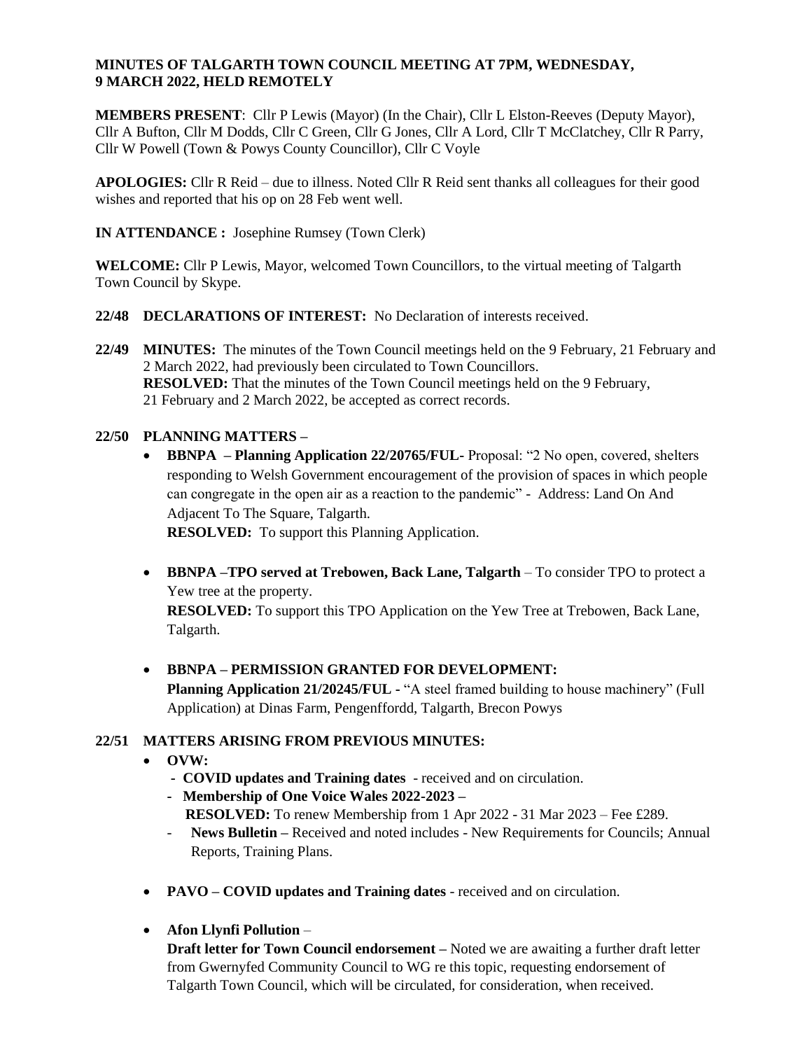**MINUTES OF TALGARTH TOWN COUNCIL MEETING AT 7PM, WEDNESDAY, 9 MARCH 2022, HELD REMOTELY**

**MEMBERS PRESENT**: Cllr P Lewis (Mayor) (In the Chair), Cllr L Elston-Reeves (Deputy Mayor), Cllr A Bufton, Cllr M Dodds, Cllr C Green, Cllr G Jones, Cllr A Lord, Cllr T McClatchey, Cllr R Parry, Cllr W Powell (Town & Powys County Councillor), Cllr C Voyle

**APOLOGIES:** Cllr R Reid – due to illness. Noted Cllr R Reid sent thanks all colleagues for their good wishes and reported that his op on 28 Feb went well.

**IN ATTENDANCE :** Josephine Rumsey (Town Clerk)

**WELCOME:** Cllr P Lewis, Mayor, welcomed Town Councillors, to the virtual meeting of Talgarth Town Council by Skype.

**22/48 DECLARATIONS OF INTEREST:** No Declaration of interests received.

**22/49 MINUTES:** The minutes of the Town Council meetings held on the 9 February, 21 February and 2 March 2022, had previously been circulated to Town Councillors.
**RESOLVED:** That the minutes of the Town Council meetings held on the 9 February, 21 February and 2 March 2022, be accepted as correct records.

**22/50 PLANNING MATTERS –**

- **BBNPA – Planning Application 22/20765/FUL-** Proposal: "2 No open, covered, shelters responding to Welsh Government encouragement of the provision of spaces in which people can congregate in the open air as a reaction to the pandemic" - Address: Land On And Adjacent To The Square, Talgarth.
  **RESOLVED:** To support this Planning Application.

- **BBNPA –TPO served at Trebowen, Back Lane, Talgarth** – To consider TPO to protect a Yew tree at the property.
  **RESOLVED:** To support this TPO Application on the Yew Tree at Trebowen, Back Lane, Talgarth.

- **BBNPA – PERMISSION GRANTED FOR DEVELOPMENT:**
  **Planning Application 21/20245/FUL -** "A steel framed building to house machinery" (Full Application) at Dinas Farm, Pengenffordd, Talgarth, Brecon Powys

**22/51 MATTERS ARISING FROM PREVIOUS MINUTES:**

- **OVW:**
  - **COVID updates and Training dates** - received and on circulation.
  - **Membership of One Voice Wales 2022-2023 –**
    **RESOLVED:** To renew Membership from 1 Apr 2022 - 31 Mar 2023 – Fee £289.
  - **News Bulletin –** Received and noted includes - New Requirements for Councils; Annual Reports, Training Plans.

- **PAVO – COVID updates and Training dates** - received and on circulation.

- **Afon Llynfi Pollution** –
  **Draft letter for Town Council endorsement –** Noted we are awaiting a further draft letter from Gwernyfed Community Council to WG re this topic, requesting endorsement of Talgarth Town Council, which will be circulated, for consideration, when received.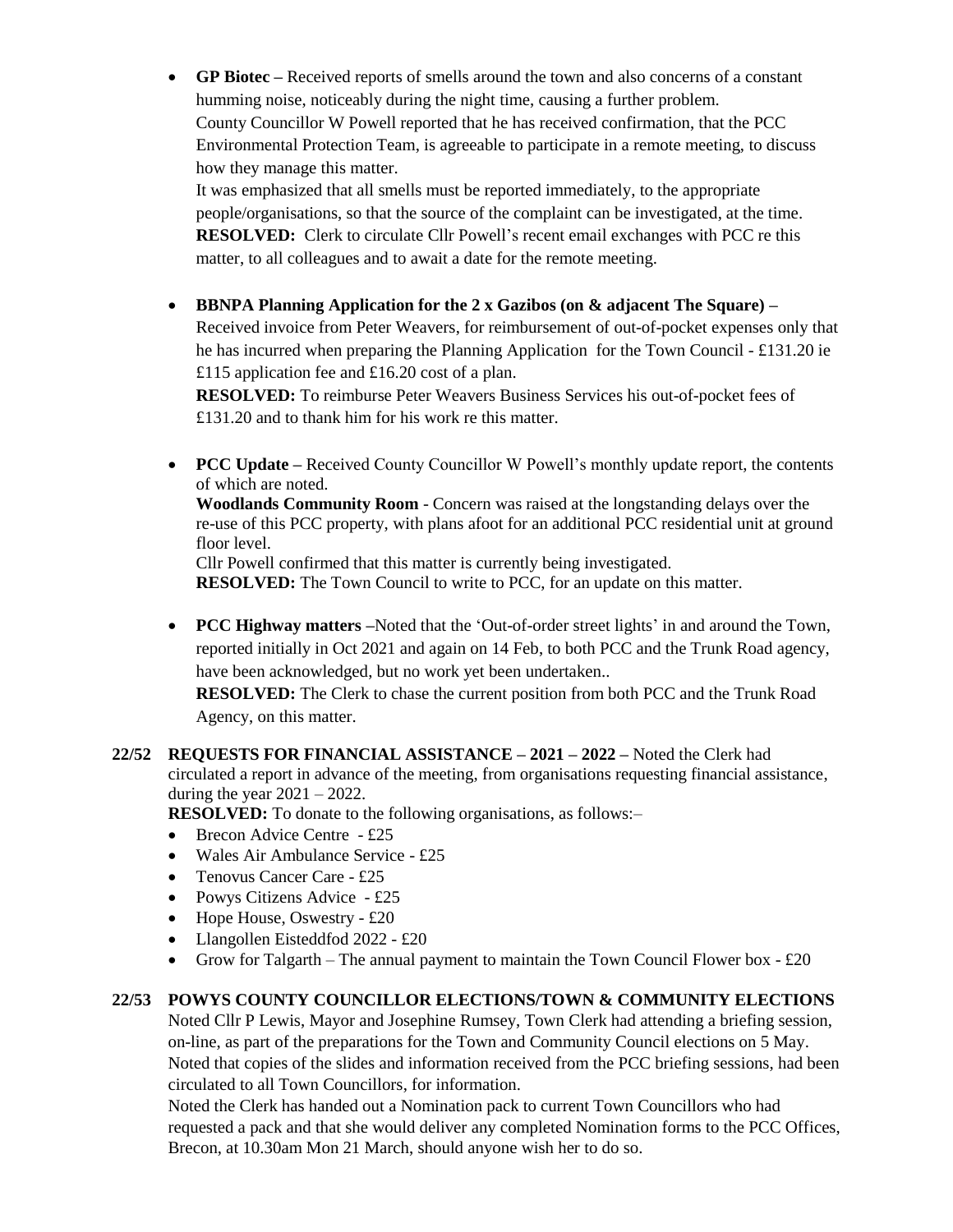- **GP Biotec –** Received reports of smells around the town and also concerns of a constant humming noise, noticeably during the night time, causing a further problem. County Councillor W Powell reported that he has received confirmation, that the PCC Environmental Protection Team, is agreeable to participate in a remote meeting, to discuss how they manage this matter.
  It was emphasized that all smells must be reported immediately, to the appropriate people/organisations, so that the source of the complaint can be investigated, at the time.
  **RESOLVED:** Clerk to circulate Cllr Powell's recent email exchanges with PCC re this matter, to all colleagues and to await a date for the remote meeting.

- **BBNPA Planning Application for the 2 x Gazibos (on & adjacent The Square) –** Received invoice from Peter Weavers, for reimbursement of out-of-pocket expenses only that he has incurred when preparing the Planning Application for the Town Council - £131.20 ie £115 application fee and £16.20 cost of a plan.
  **RESOLVED:** To reimburse Peter Weavers Business Services his out-of-pocket fees of £131.20 and to thank him for his work re this matter.

- **PCC Update –** Received County Councillor W Powell's monthly update report, the contents of which are noted.
  **Woodlands Community Room** - Concern was raised at the longstanding delays over the re-use of this PCC property, with plans afoot for an additional PCC residential unit at ground floor level.
  Cllr Powell confirmed that this matter is currently being investigated.
  **RESOLVED:** The Town Council to write to PCC, for an update on this matter.

- **PCC Highway matters –**Noted that the 'Out-of-order street lights' in and around the Town, reported initially in Oct 2021 and again on 14 Feb, to both PCC and the Trunk Road agency, have been acknowledged, but no work yet been undertaken..
  **RESOLVED:** The Clerk to chase the current position from both PCC and the Trunk Road Agency, on this matter.

**22/52 REQUESTS FOR FINANCIAL ASSISTANCE – 2021 – 2022 –** Noted the Clerk had circulated a report in advance of the meeting, from organisations requesting financial assistance, during the year 2021 – 2022.

**RESOLVED:** To donate to the following organisations, as follows:–

- Brecon Advice Centre - £25
- Wales Air Ambulance Service - £25
- Tenovus Cancer Care - £25
- Powys Citizens Advice - £25
- Hope House, Oswestry - £20
- Llangollen Eisteddfod 2022 - £20
- Grow for Talgarth – The annual payment to maintain the Town Council Flower box - £20

**22/53 POWYS COUNTY COUNCILLOR ELECTIONS/TOWN & COMMUNITY ELECTIONS**

Noted Cllr P Lewis, Mayor and Josephine Rumsey, Town Clerk had attending a briefing session, on-line, as part of the preparations for the Town and Community Council elections on 5 May. Noted that copies of the slides and information received from the PCC briefing sessions, had been circulated to all Town Councillors, for information.

Noted the Clerk has handed out a Nomination pack to current Town Councillors who had requested a pack and that she would deliver any completed Nomination forms to the PCC Offices, Brecon, at 10.30am Mon 21 March, should anyone wish her to do so.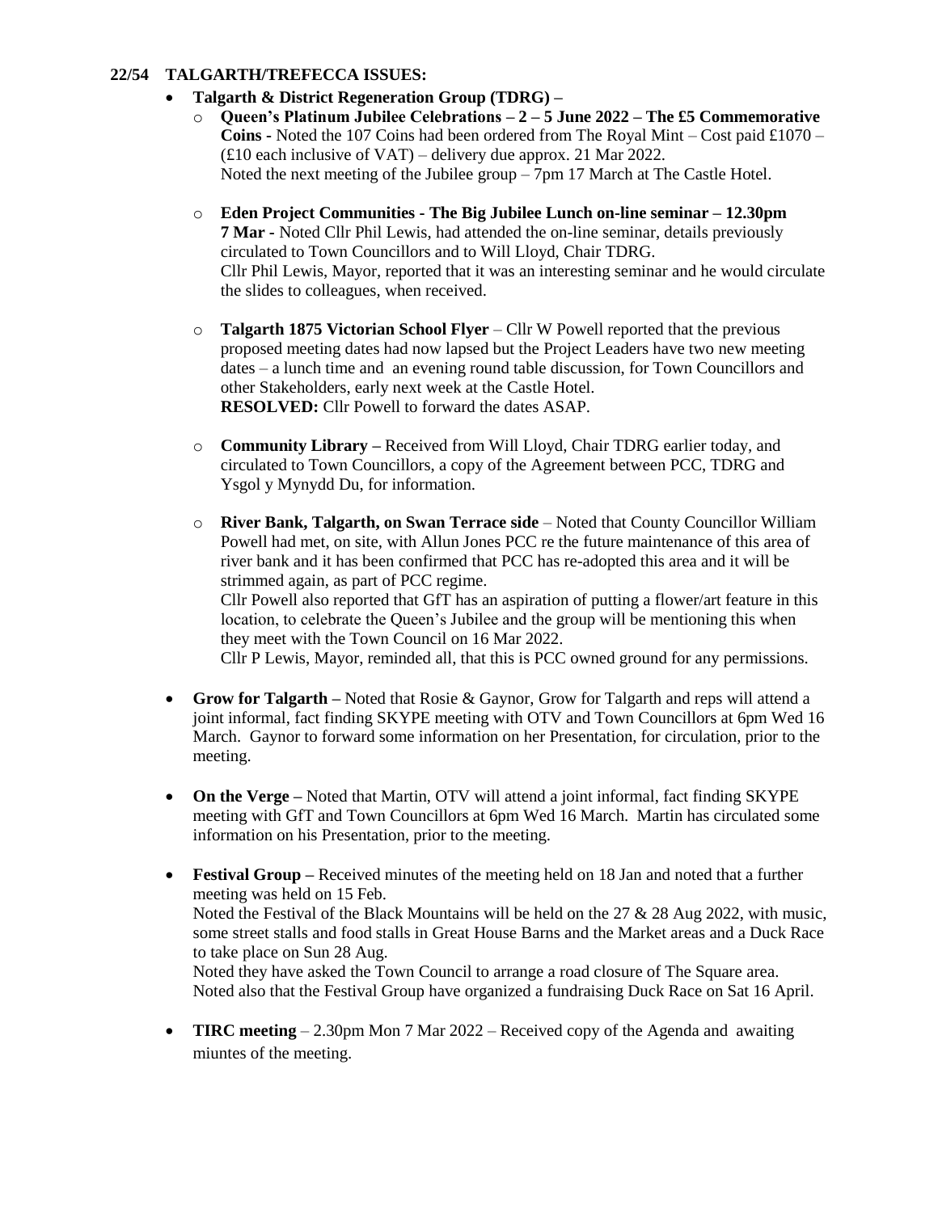**22/54 TALGARTH/TREFECCA ISSUES:**

- **Talgarth & District Regeneration Group (TDRG) –**
  - **Queen's Platinum Jubilee Celebrations – 2 – 5 June 2022 – The £5 Commemorative Coins -** Noted the 107 Coins had been ordered from The Royal Mint – Cost paid £1070 – (£10 each inclusive of VAT) – delivery due approx. 21 Mar 2022.
    Noted the next meeting of the Jubilee group – 7pm 17 March at The Castle Hotel.
  - **Eden Project Communities - The Big Jubilee Lunch on-line seminar – 12.30pm 7 Mar -** Noted Cllr Phil Lewis, had attended the on-line seminar, details previously circulated to Town Councillors and to Will Lloyd, Chair TDRG.
    Cllr Phil Lewis, Mayor, reported that it was an interesting seminar and he would circulate the slides to colleagues, when received.
  - **Talgarth 1875 Victorian School Flyer** – Cllr W Powell reported that the previous proposed meeting dates had now lapsed but the Project Leaders have two new meeting dates – a lunch time and an evening round table discussion, for Town Councillors and other Stakeholders, early next week at the Castle Hotel.
    **RESOLVED:** Cllr Powell to forward the dates ASAP.
  - **Community Library –** Received from Will Lloyd, Chair TDRG earlier today, and circulated to Town Councillors, a copy of the Agreement between PCC, TDRG and Ysgol y Mynydd Du, for information.
  - **River Bank, Talgarth, on Swan Terrace side** – Noted that County Councillor William Powell had met, on site, with Allun Jones PCC re the future maintenance of this area of river bank and it has been confirmed that PCC has re-adopted this area and it will be strimmed again, as part of PCC regime.
    Cllr Powell also reported that GfT has an aspiration of putting a flower/art feature in this location, to celebrate the Queen's Jubilee and the group will be mentioning this when they meet with the Town Council on 16 Mar 2022.
    Cllr P Lewis, Mayor, reminded all, that this is PCC owned ground for any permissions.

- **Grow for Talgarth –** Noted that Rosie & Gaynor, Grow for Talgarth and reps will attend a joint informal, fact finding SKYPE meeting with OTV and Town Councillors at 6pm Wed 16 March. Gaynor to forward some information on her Presentation, for circulation, prior to the meeting.

- **On the Verge –** Noted that Martin, OTV will attend a joint informal, fact finding SKYPE meeting with GfT and Town Councillors at 6pm Wed 16 March. Martin has circulated some information on his Presentation, prior to the meeting.

- **Festival Group –** Received minutes of the meeting held on 18 Jan and noted that a further meeting was held on 15 Feb.
  Noted the Festival of the Black Mountains will be held on the 27 & 28 Aug 2022, with music, some street stalls and food stalls in Great House Barns and the Market areas and a Duck Race to take place on Sun 28 Aug.
  Noted they have asked the Town Council to arrange a road closure of The Square area.
  Noted also that the Festival Group have organized a fundraising Duck Race on Sat 16 April.

- **TIRC meeting** – 2.30pm Mon 7 Mar 2022 – Received copy of the Agenda and awaiting miuntes of the meeting.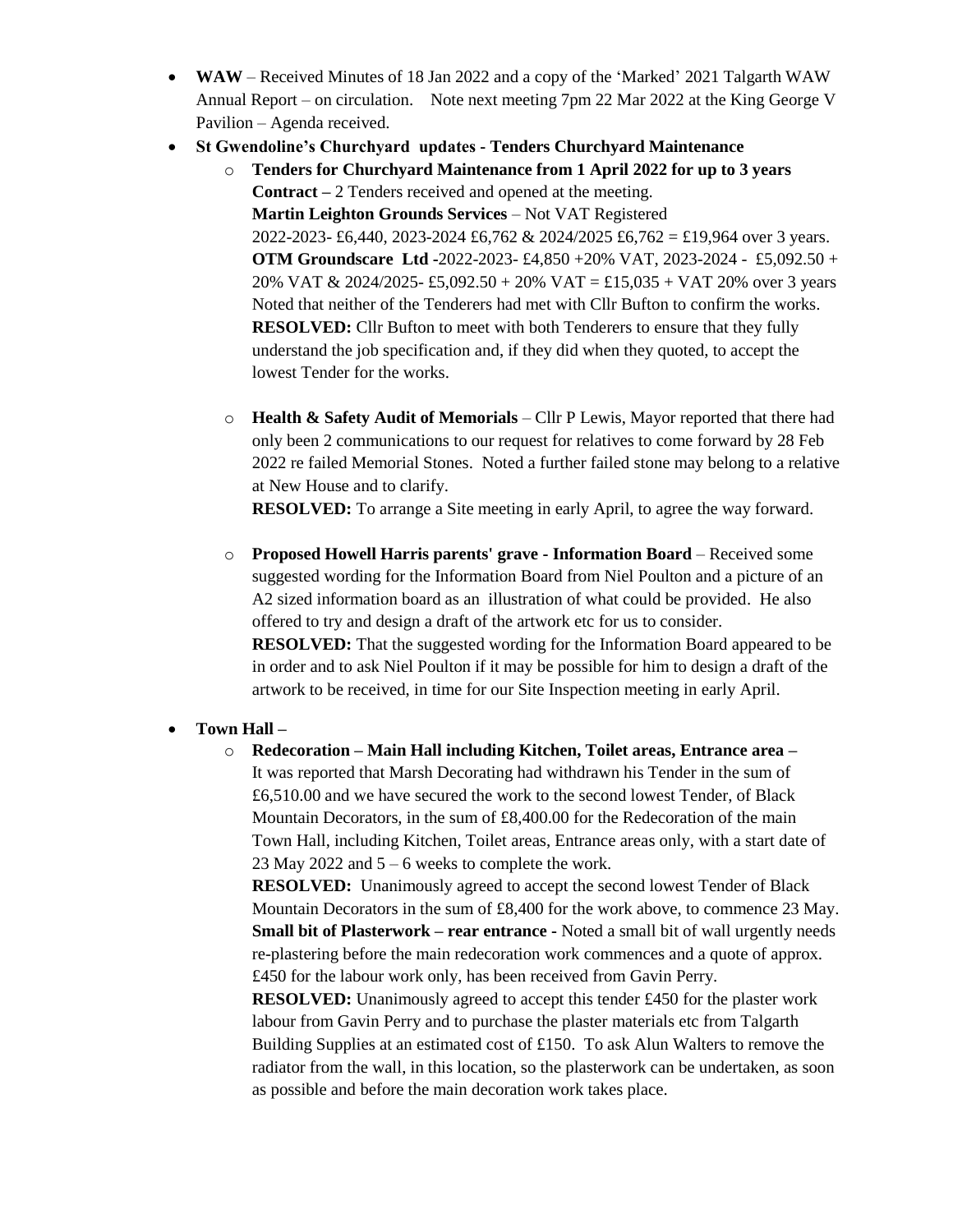- **WAW** – Received Minutes of 18 Jan 2022 and a copy of the 'Marked' 2021 Talgarth WAW Annual Report – on circulation. Note next meeting 7pm 22 Mar 2022 at the King George V Pavilion – Agenda received.
- **St Gwendoline's Churchyard updates - Tenders Churchyard Maintenance**
  - **Tenders for Churchyard Maintenance from 1 April 2022 for up to 3 years Contract –** 2 Tenders received and opened at the meeting.
    **Martin Leighton Grounds Services** – Not VAT Registered
    2022-2023- £6,440, 2023-2024 £6,762 & 2024/2025 £6,762 = £19,964 over 3 years.
    **OTM Groundscare Ltd -**2022-2023- £4,850 +20% VAT, 2023-2024 - £5,092.50 + 20% VAT & 2024/2025- £5,092.50 + 20% VAT = £15,035 + VAT 20% over 3 years
    Noted that neither of the Tenderers had met with Cllr Bufton to confirm the works.
    **RESOLVED:** Cllr Bufton to meet with both Tenderers to ensure that they fully understand the job specification and, if they did when they quoted, to accept the lowest Tender for the works.

  - **Health & Safety Audit of Memorials** – Cllr P Lewis, Mayor reported that there had only been 2 communications to our request for relatives to come forward by 28 Feb 2022 re failed Memorial Stones. Noted a further failed stone may belong to a relative at New House and to clarify.
    **RESOLVED:** To arrange a Site meeting in early April, to agree the way forward.

  - **Proposed Howell Harris parents' grave - Information Board** – Received some suggested wording for the Information Board from Niel Poulton and a picture of an A2 sized information board as an illustration of what could be provided. He also offered to try and design a draft of the artwork etc for us to consider.
    **RESOLVED:** That the suggested wording for the Information Board appeared to be in order and to ask Niel Poulton if it may be possible for him to design a draft of the artwork to be received, in time for our Site Inspection meeting in early April.

- **Town Hall –**
  - **Redecoration – Main Hall including Kitchen, Toilet areas, Entrance area –** It was reported that Marsh Decorating had withdrawn his Tender in the sum of £6,510.00 and we have secured the work to the second lowest Tender, of Black Mountain Decorators, in the sum of £8,400.00 for the Redecoration of the main Town Hall, including Kitchen, Toilet areas, Entrance areas only, with a start date of 23 May 2022 and 5 – 6 weeks to complete the work.
    **RESOLVED:** Unanimously agreed to accept the second lowest Tender of Black Mountain Decorators in the sum of £8,400 for the work above, to commence 23 May.
    **Small bit of Plasterwork – rear entrance -** Noted a small bit of wall urgently needs re-plastering before the main redecoration work commences and a quote of approx. £450 for the labour work only, has been received from Gavin Perry.
    **RESOLVED:** Unanimously agreed to accept this tender £450 for the plaster work labour from Gavin Perry and to purchase the plaster materials etc from Talgarth Building Supplies at an estimated cost of £150. To ask Alun Walters to remove the radiator from the wall, in this location, so the plasterwork can be undertaken, as soon as possible and before the main decoration work takes place.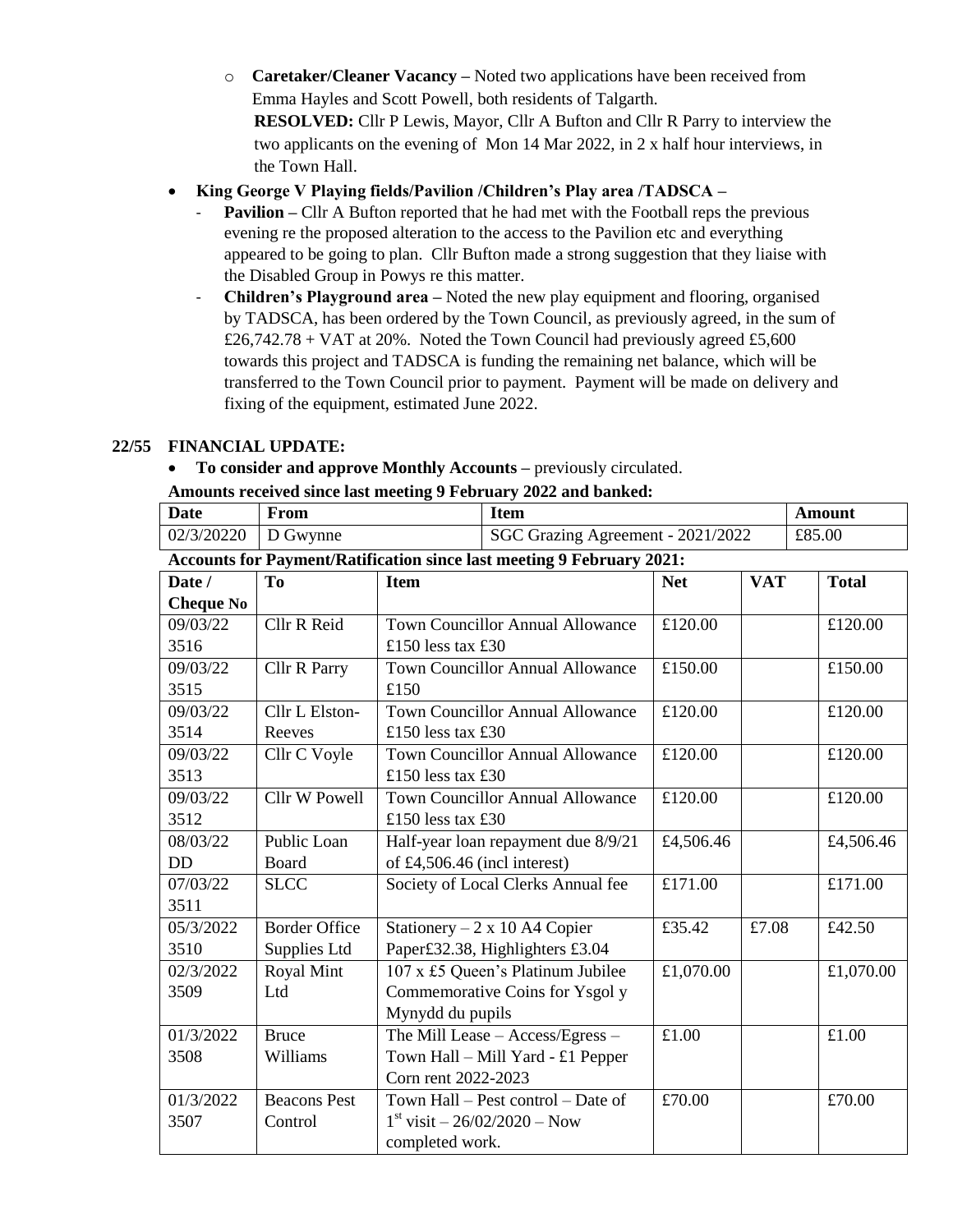- **Caretaker/Cleaner Vacancy –** Noted two applications have been received from Emma Hayles and Scott Powell, both residents of Talgarth.
  **RESOLVED:** Cllr P Lewis, Mayor, Cllr A Bufton and Cllr R Parry to interview the two applicants on the evening of Mon 14 Mar 2022, in 2 x half hour interviews, in the Town Hall.

- **King George V Playing fields/Pavilion /Children's Play area /TADSCA –**
  - **Pavilion –** Cllr A Bufton reported that he had met with the Football reps the previous evening re the proposed alteration to the access to the Pavilion etc and everything appeared to be going to plan. Cllr Bufton made a strong suggestion that they liaise with the Disabled Group in Powys re this matter.
  - **Children's Playground area –** Noted the new play equipment and flooring, organised by TADSCA, has been ordered by the Town Council, as previously agreed, in the sum of £26,742.78 + VAT at 20%. Noted the Town Council had previously agreed £5,600 towards this project and TADSCA is funding the remaining net balance, which will be transferred to the Town Council prior to payment. Payment will be made on delivery and fixing of the equipment, estimated June 2022.

## 22/55 FINANCIAL UPDATE:

- **To consider and approve Monthly Accounts –** previously circulated.

**Amounts received since last meeting 9 February 2022 and banked:**

| Date | From | Item | Amount |
|---|---|---|---|
| 02/3/20220 | D Gwynne | SGC Grazing Agreement - 2021/2022 | £85.00 |

**Accounts for Payment/Ratification since last meeting 9 February 2021:**

| Date / Cheque No | To | Item | Net | VAT | Total |
|---|---|---|---|---|---|
| 09/03/22 3516 | Cllr R Reid | Town Councillor Annual Allowance £150 less tax £30 | £120.00 | | £120.00 |
| 09/03/22 3515 | Cllr R Parry | Town Councillor Annual Allowance £150 | £150.00 | | £150.00 |
| 09/03/22 3514 | Cllr L Elston-Reeves | Town Councillor Annual Allowance £150 less tax £30 | £120.00 | | £120.00 |
| 09/03/22 3513 | Cllr C Voyle | Town Councillor Annual Allowance £150 less tax £30 | £120.00 | | £120.00 |
| 09/03/22 3512 | Cllr W Powell | Town Councillor Annual Allowance £150 less tax £30 | £120.00 | | £120.00 |
| 08/03/22 DD | Public Loan Board | Half-year loan repayment due 8/9/21 of £4,506.46 (incl interest) | £4,506.46 | | £4,506.46 |
| 07/03/22 3511 | SLCC | Society of Local Clerks Annual fee | £171.00 | | £171.00 |
| 05/3/2022 3510 | Border Office Supplies Ltd | Stationery – 2 x 10 A4 Copier Paper£32.38, Highlighters £3.04 | £35.42 | £7.08 | £42.50 |
| 02/3/2022 3509 | Royal Mint Ltd | 107 x £5 Queen's Platinum Jubilee Commemorative Coins for Ysgol y Mynydd du pupils | £1,070.00 | | £1,070.00 |
| 01/3/2022 3508 | Bruce Williams | The Mill Lease – Access/Egress – Town Hall – Mill Yard - £1 Pepper Corn rent 2022-2023 | £1.00 | | £1.00 |
| 01/3/2022 3507 | Beacons Pest Control | Town Hall – Pest control – Date of 1st visit – 26/02/2020 – Now completed work. | £70.00 | | £70.00 |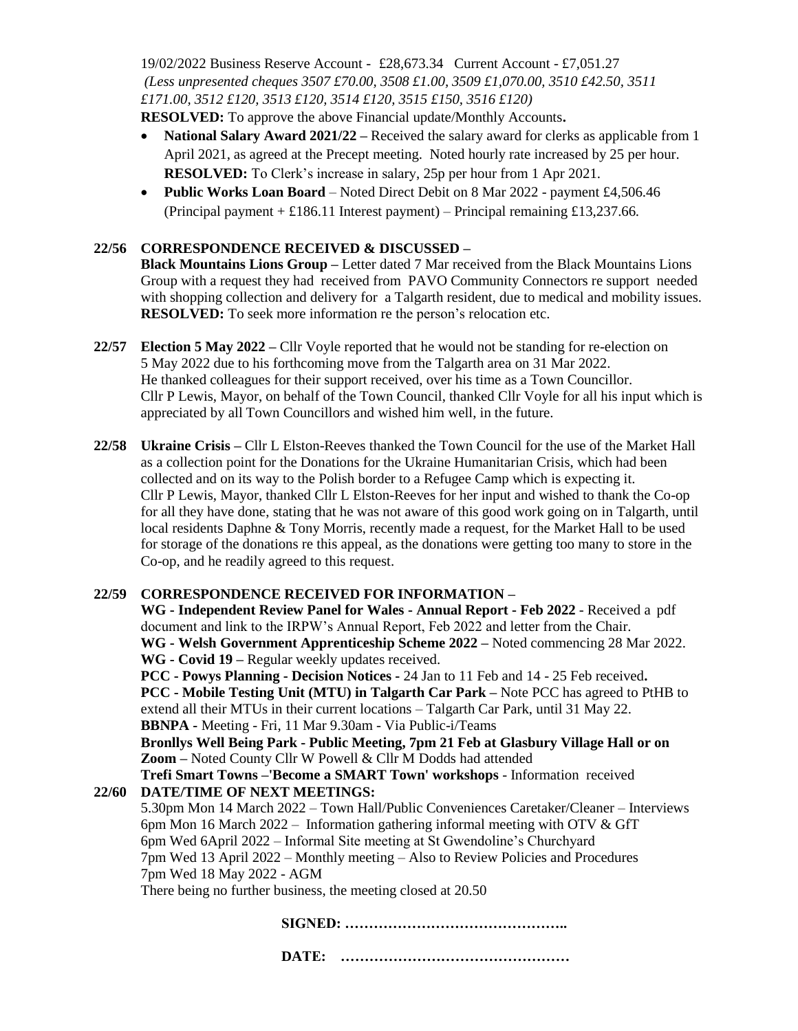19/02/2022 Business Reserve Account - £28,673.34 Current Account - £7,051.27
*(Less unpresented cheques 3507 £70.00, 3508 £1.00, 3509 £1,070.00, 3510 £42.50, 3511 £171.00, 3512 £120, 3513 £120, 3514 £120, 3515 £150, 3516 £120)*

**RESOLVED:** To approve the above Financial update/Monthly Accounts**.**

- **National Salary Award 2021/22 –** Received the salary award for clerks as applicable from 1 April 2021, as agreed at the Precept meeting. Noted hourly rate increased by 25 per hour.
  **RESOLVED:** To Clerk's increase in salary, 25p per hour from 1 Apr 2021.
- **Public Works Loan Board** – Noted Direct Debit on 8 Mar 2022 - payment £4,506.46 (Principal payment + £186.11 Interest payment) – Principal remaining £13,237.66.

**22/56 CORRESPONDENCE RECEIVED & DISCUSSED –**

**Black Mountains Lions Group –** Letter dated 7 Mar received from the Black Mountains Lions Group with a request they had received from PAVO Community Connectors re support needed with shopping collection and delivery for a Talgarth resident, due to medical and mobility issues.
**RESOLVED:** To seek more information re the person's relocation etc.

**22/57 Election 5 May 2022 –** Cllr Voyle reported that he would not be standing for re-election on 5 May 2022 due to his forthcoming move from the Talgarth area on 31 Mar 2022. He thanked colleagues for their support received, over his time as a Town Councillor. Cllr P Lewis, Mayor, on behalf of the Town Council, thanked Cllr Voyle for all his input which is appreciated by all Town Councillors and wished him well, in the future.

**22/58 Ukraine Crisis –** Cllr L Elston-Reeves thanked the Town Council for the use of the Market Hall as a collection point for the Donations for the Ukraine Humanitarian Crisis, which had been collected and on its way to the Polish border to a Refugee Camp which is expecting it. Cllr P Lewis, Mayor, thanked Cllr L Elston-Reeves for her input and wished to thank the Co-op for all they have done, stating that he was not aware of this good work going on in Talgarth, until local residents Daphne & Tony Morris, recently made a request, for the Market Hall to be used for storage of the donations re this appeal, as the donations were getting too many to store in the Co-op, and he readily agreed to this request.

**22/59 CORRESPONDENCE RECEIVED FOR INFORMATION –**

**WG - Independent Review Panel for Wales - Annual Report - Feb 2022** - Received a pdf document and link to the IRPW's Annual Report, Feb 2022 and letter from the Chair.
**WG - Welsh Government Apprenticeship Scheme 2022 –** Noted commencing 28 Mar 2022.
**WG - Covid 19 –** Regular weekly updates received.
**PCC - Powys Planning - Decision Notices** - 24 Jan to 11 Feb and 14 - 25 Feb received**.**
**PCC - Mobile Testing Unit (MTU) in Talgarth Car Park –** Note PCC has agreed to PtHB to extend all their MTUs in their current locations – Talgarth Car Park, until 31 May 22.
**BBNPA -** Meeting - Fri, 11 Mar 9.30am - Via Public-i/Teams
**Bronllys Well Being Park - Public Meeting, 7pm 21 Feb at Glasbury Village Hall or on Zoom –** Noted County Cllr W Powell & Cllr M Dodds had attended
**Trefi Smart Towns –'Become a SMART Town' workshops** - Information received

**22/60 DATE/TIME OF NEXT MEETINGS:**

5.30pm Mon 14 March 2022 – Town Hall/Public Conveniences Caretaker/Cleaner – Interviews
6pm Mon 16 March 2022 – Information gathering informal meeting with OTV & GfT
6pm Wed 6April 2022 – Informal Site meeting at St Gwendoline's Churchyard
7pm Wed 13 April 2022 – Monthly meeting – Also to Review Policies and Procedures
7pm Wed 18 May 2022 - AGM
There being no further business, the meeting closed at 20.50

**SIGNED: ………………………………………..**

**DATE: …………………………………………**